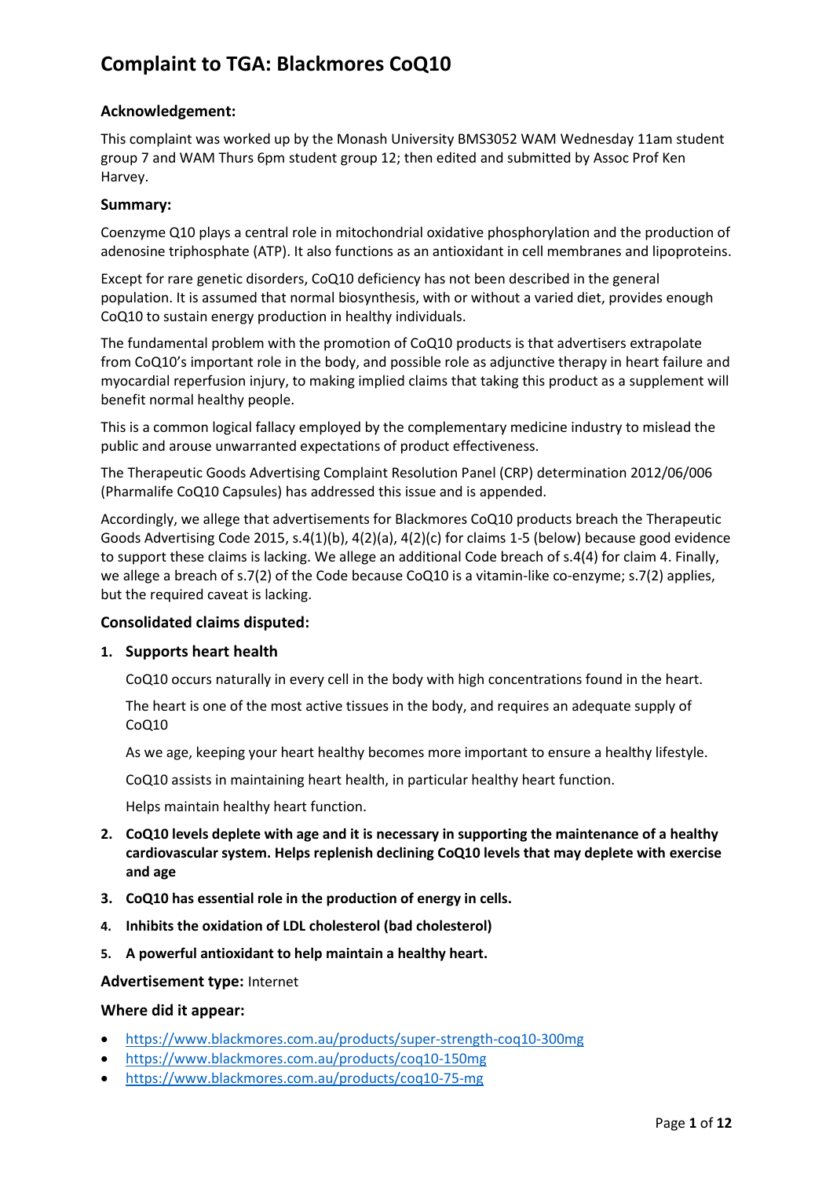# Complaint to TGA: Blackmores CoQ10

### Acknowledgement:

This complaint was worked up by the Monash University BMS3052 WAM Wednesday 11am student group 7 and WAM Thurs 6pm student group 12; then edited and submitted by Assoc Prof Ken Harvey.

### Summary:

Coenzyme Q10 plays a central role in mitochondrial oxidative phosphorylation and the production of adenosine triphosphate (ATP). It also functions as an antioxidant in cell membranes and lipoproteins.

Except for rare genetic disorders, CoQ10 deficiency has not been described in the general population. It is assumed that normal biosynthesis, with or without a varied diet, provides enough CoQ10 to sustain energy production in healthy individuals.

The fundamental problem with the promotion of CoQ10 products is that advertisers extrapolate from CoQ10's important role in the body, and possible role as adjunctive therapy in heart failure and myocardial reperfusion injury, to making implied claims that taking this product as a supplement will benefit normal healthy people.

This is a common logical fallacy employed by the complementary medicine industry to mislead the public and arouse unwarranted expectations of product effectiveness.

The Therapeutic Goods Advertising Complaint Resolution Panel (CRP) determination 2012/06/006 (Pharmalife CoQ10 Capsules) has addressed this issue and is appended.

Accordingly, we allege that advertisements for Blackmores CoQ10 products breach the Therapeutic Goods Advertising Code 2015, s.4(1)(b), 4(2)(a), 4(2)(c) for claims 1-5 (below) because good evidence to support these claims is lacking. We allege an additional Code breach of s.4(4) for claim 4. Finally, we allege a breach of s.7(2) of the Code because CoQ10 is a vitamin-like co-enzyme; s.7(2) applies, but the required caveat is lacking.

### Consolidated claims disputed:

1. **Supports heart health**

   CoQ10 occurs naturally in every cell in the body with high concentrations found in the heart.

   The heart is one of the most active tissues in the body, and requires an adequate supply of CoQ10

   As we age, keeping your heart healthy becomes more important to ensure a healthy lifestyle.

   CoQ10 assists in maintaining heart health, in particular healthy heart function.

   Helps maintain healthy heart function.

2. **CoQ10 levels deplete with age and it is necessary in supporting the maintenance of a healthy cardiovascular system. Helps replenish declining CoQ10 levels that may deplete with exercise and age**
3. **CoQ10 has essential role in the production of energy in cells.**
4. **Inhibits the oxidation of LDL cholesterol (bad cholesterol)**
5. **A powerful antioxidant to help maintain a healthy heart.**

**Advertisement type:** Internet

### Where did it appear:

- https://www.blackmores.com.au/products/super-strength-coq10-300mg
- https://www.blackmores.com.au/products/coq10-150mg
- https://www.blackmores.com.au/products/coq10-75-mg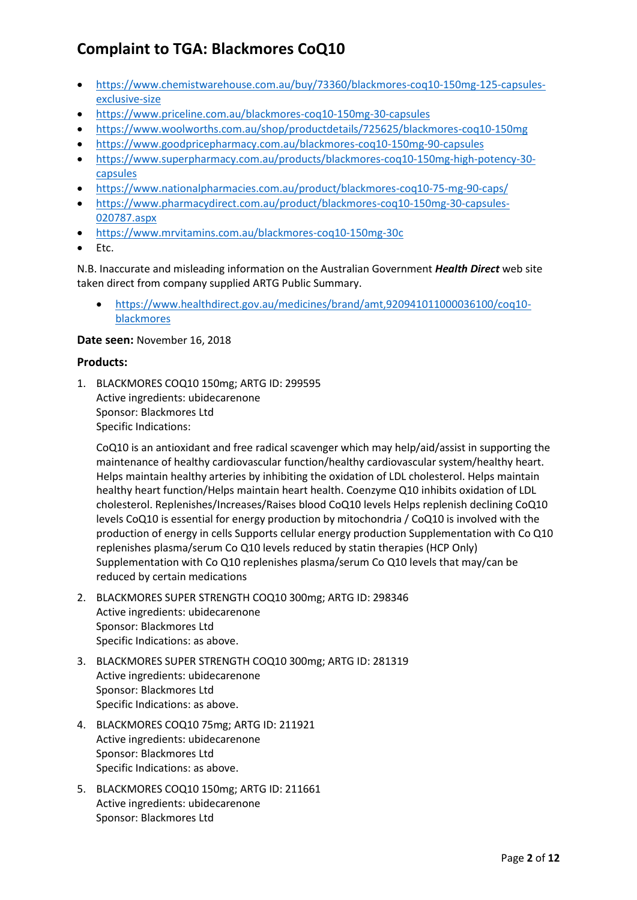# Complaint to TGA: Blackmores CoQ10

- https://www.chemistwarehouse.com.au/buy/73360/blackmores-coq10-150mg-125-capsules-exclusive-size
- https://www.priceline.com.au/blackmores-coq10-150mg-30-capsules
- https://www.woolworths.com.au/shop/productdetails/725625/blackmores-coq10-150mg
- https://www.goodpricepharmacy.com.au/blackmores-coq10-150mg-90-capsules
- https://www.superpharmacy.com.au/products/blackmores-coq10-150mg-high-potency-30-capsules
- https://www.nationalpharmacies.com.au/product/blackmores-coq10-75-mg-90-caps/
- https://www.pharmacydirect.com.au/product/blackmores-coq10-150mg-30-capsules-020787.aspx
- https://www.mrvitamins.com.au/blackmores-coq10-150mg-30c
- Etc.

N.B. Inaccurate and misleading information on the Australian Government ***Health Direct*** web site taken direct from company supplied ARTG Public Summary.

- https://www.healthdirect.gov.au/medicines/brand/amt,920941011000036100/coq10-blackmores

**Date seen:** November 16, 2018

**Products:**

1. BLACKMORES COQ10 150mg; ARTG ID: 299595
   Active ingredients: ubidecarenone
   Sponsor: Blackmores Ltd
   Specific Indications:

   CoQ10 is an antioxidant and free radical scavenger which may help/aid/assist in supporting the maintenance of healthy cardiovascular function/healthy cardiovascular system/healthy heart. Helps maintain healthy arteries by inhibiting the oxidation of LDL cholesterol. Helps maintain healthy heart function/Helps maintain heart health. Coenzyme Q10 inhibits oxidation of LDL cholesterol. Replenishes/Increases/Raises blood CoQ10 levels Helps replenish declining CoQ10 levels CoQ10 is essential for energy production by mitochondria / CoQ10 is involved with the production of energy in cells Supports cellular energy production Supplementation with Co Q10 replenishes plasma/serum Co Q10 levels reduced by statin therapies (HCP Only) Supplementation with Co Q10 replenishes plasma/serum Co Q10 levels that may/can be reduced by certain medications

2. BLACKMORES SUPER STRENGTH COQ10 300mg; ARTG ID: 298346
   Active ingredients: ubidecarenone
   Sponsor: Blackmores Ltd
   Specific Indications: as above.

3. BLACKMORES SUPER STRENGTH COQ10 300mg; ARTG ID: 281319
   Active ingredients: ubidecarenone
   Sponsor: Blackmores Ltd
   Specific Indications: as above.

4. BLACKMORES COQ10 75mg; ARTG ID: 211921
   Active ingredients: ubidecarenone
   Sponsor: Blackmores Ltd
   Specific Indications: as above.

5. BLACKMORES COQ10 150mg; ARTG ID: 211661
   Active ingredients: ubidecarenone
   Sponsor: Blackmores Ltd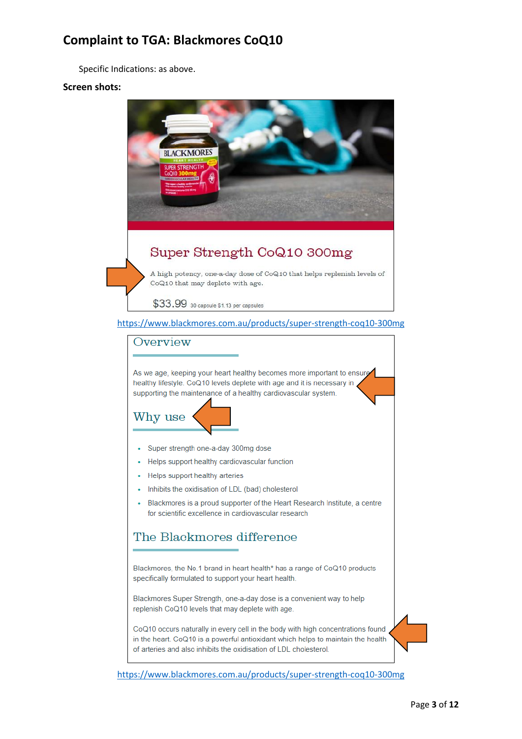# Complaint to TGA: Blackmores CoQ10

Specific Indications: as above.

**Screen shots:**

## Super Strength CoQ10 300mg

A high potency, one-a-day dose of CoQ10 that helps replenish levels of CoQ10 that may deplete with age.

$33.99 30 capsule $1.13 per capsules

https://www.blackmores.com.au/products/super-strength-coq10-300mg

## Overview

As we age, keeping your heart healthy becomes more important to ensure healthy lifestyle. CoQ10 levels deplete with age and it is necessary in supporting the maintenance of a healthy cardiovascular system.

## Why use

- Super strength one-a-day 300mg dose
- Helps support healthy cardiovascular function
- Helps support healthy arteries
- Inhibits the oxidisation of LDL (bad) cholesterol
- Blackmores is a proud supporter of the Heart Research Institute, a centre for scientific excellence in cardiovascular research

## The Blackmores difference

Blackmores, the No.1 brand in heart health* has a range of CoQ10 products specifically formulated to support your heart health.

Blackmores Super Strength, one-a-day dose is a convenient way to help replenish CoQ10 levels that may deplete with age.

CoQ10 occurs naturally in every cell in the body with high concentrations found in the heart. CoQ10 is a powerful antioxidant which helps to maintain the health of arteries and also inhibits the oxidisation of LDL cholesterol.

https://www.blackmores.com.au/products/super-strength-coq10-300mg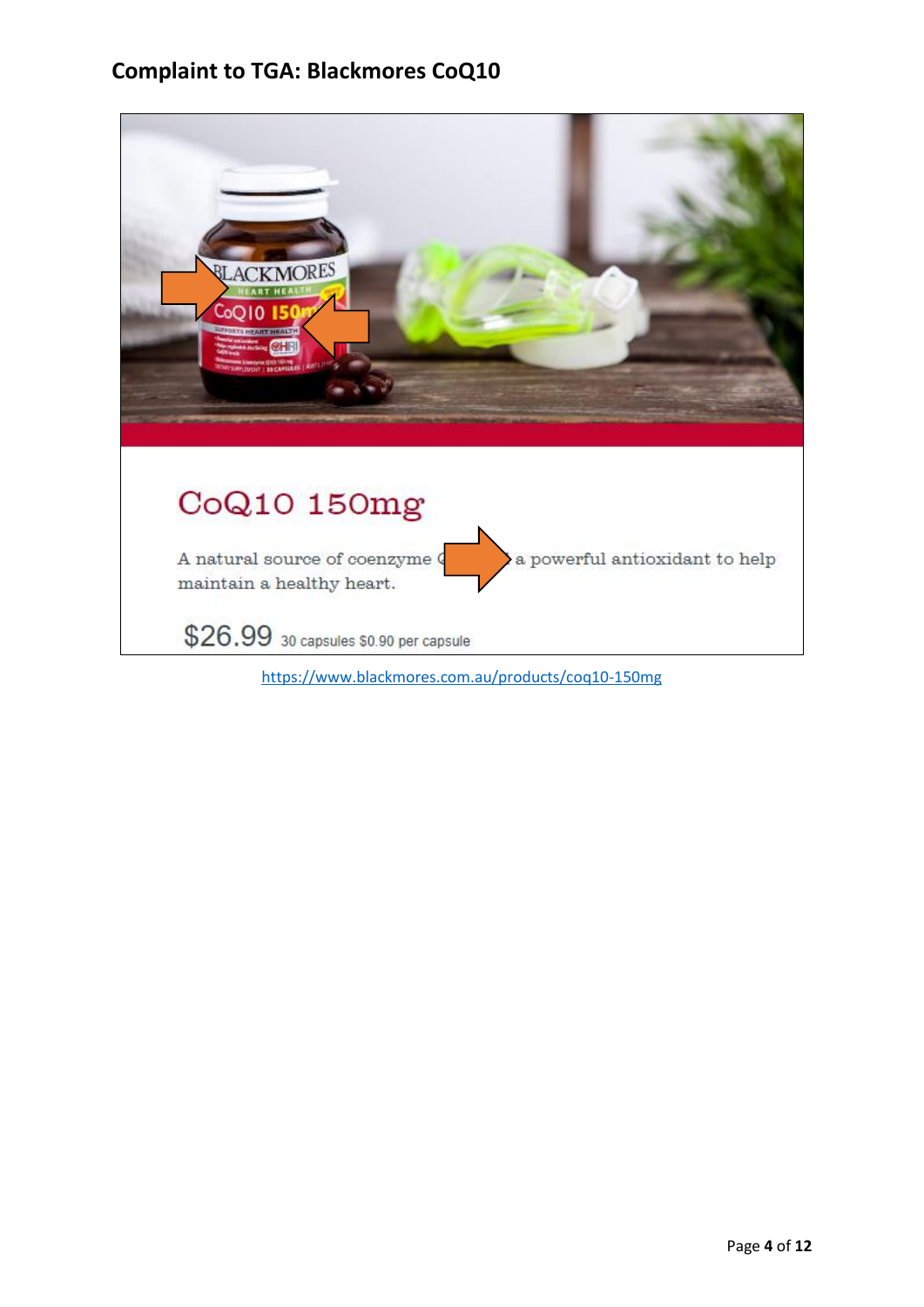## Complaint to TGA: Blackmores CoQ10

# CoQ10 150mg

A natural source of coenzyme Q[10], a powerful antioxidant to help maintain a healthy heart.

$26.99 30 capsules $0.90 per capsule

https://www.blackmores.com.au/products/coq10-150mg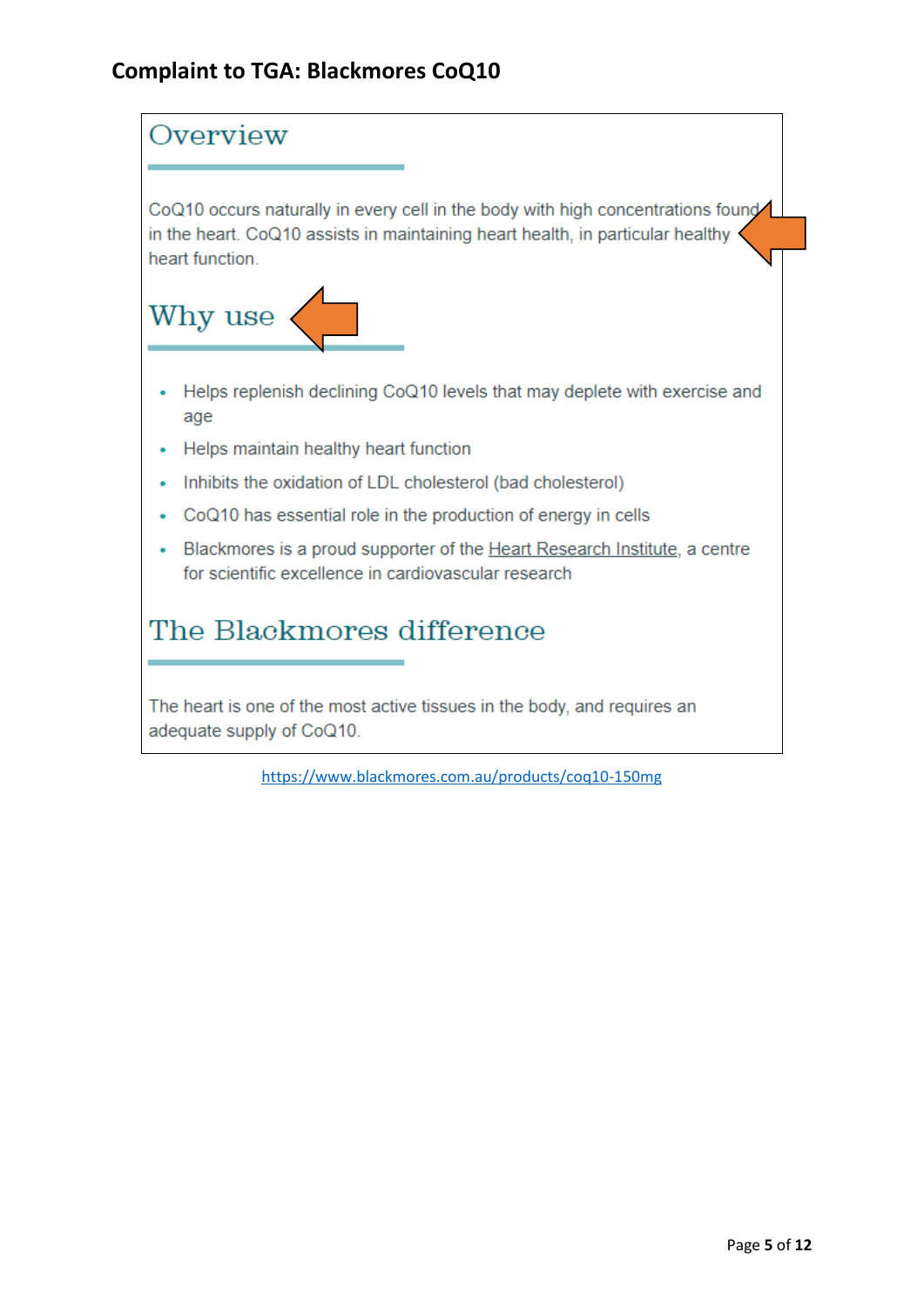## Complaint to TGA: Blackmores CoQ10

### Overview

CoQ10 occurs naturally in every cell in the body with high concentrations found in the heart. CoQ10 assists in maintaining heart health, in particular healthy heart function.

### Why use

- Helps replenish declining CoQ10 levels that may deplete with exercise and age
- Helps maintain healthy heart function
- Inhibits the oxidation of LDL cholesterol (bad cholesterol)
- CoQ10 has essential role in the production of energy in cells
- Blackmores is a proud supporter of the Heart Research Institute, a centre for scientific excellence in cardiovascular research

### The Blackmores difference

The heart is one of the most active tissues in the body, and requires an adequate supply of CoQ10.

https://www.blackmores.com.au/products/coq10-150mg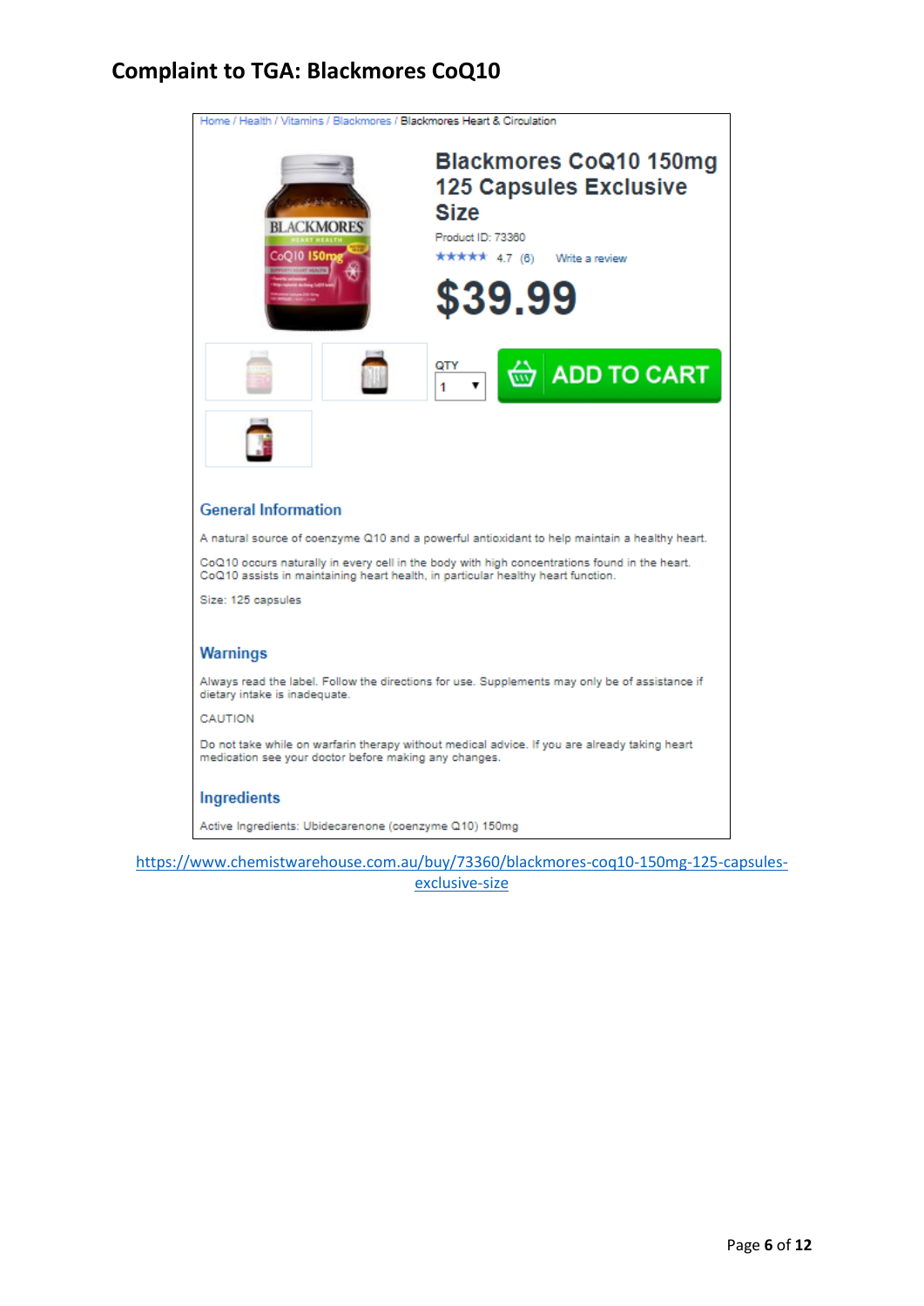# Complaint to TGA: Blackmores CoQ10

Home / Health / Vitamins / Blackmores / Blackmores Heart & Circulation

## Blackmores CoQ10 150mg 125 Capsules Exclusive Size

Product ID: 73360

★★★★★ 4.7 (6) Write a review

**$39.99**

QTY 1

ADD TO CART

### General Information

A natural source of coenzyme Q10 and a powerful antioxidant to help maintain a healthy heart.

CoQ10 occurs naturally in every cell in the body with high concentrations found in the heart. CoQ10 assists in maintaining heart health, in particular healthy heart function.

Size: 125 capsules

### Warnings

Always read the label. Follow the directions for use. Supplements may only be of assistance if dietary intake is inadequate.

CAUTION

Do not take while on warfarin therapy without medical advice. If you are already taking heart medication see your doctor before making any changes.

### Ingredients

Active Ingredients: Ubidecarenone (coenzyme Q10) 150mg

https://www.chemistwarehouse.com.au/buy/73360/blackmores-coq10-150mg-125-capsules-exclusive-size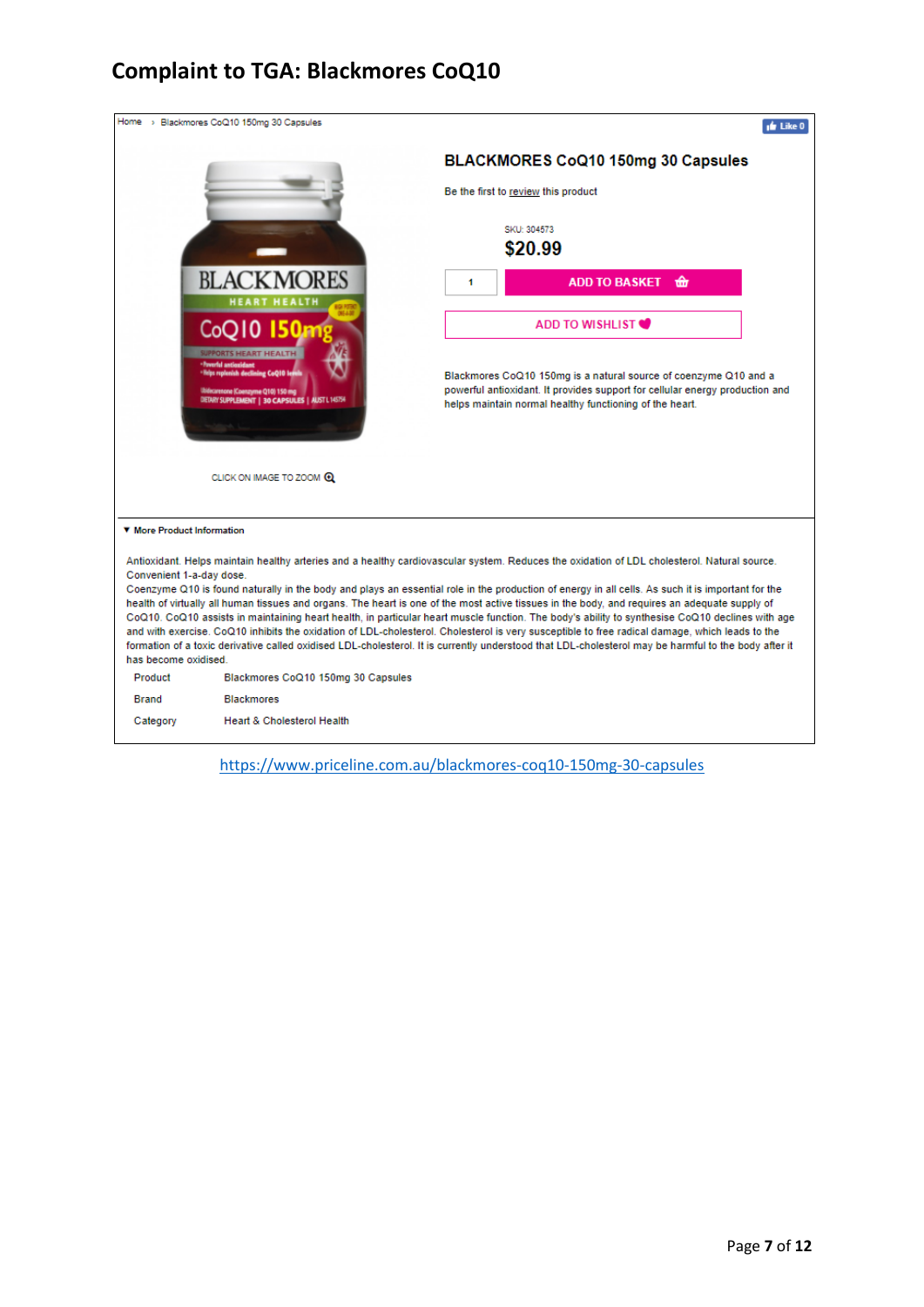# Complaint to TGA: Blackmores CoQ10

Home › Blackmores CoQ10 150mg 30 Capsules

Like 0

## BLACKMORES CoQ10 150mg 30 Capsules

Be the first to review this product

SKU: 304573

**$20.99**

1 ADD TO BASKET

ADD TO WISHLIST

Blackmores CoQ10 150mg is a natural source of coenzyme Q10 and a powerful antioxidant. It provides support for cellular energy production and helps maintain normal healthy functioning of the heart.

CLICK ON IMAGE TO ZOOM

▼ **More Product Information**

Antioxidant. Helps maintain healthy arteries and a healthy cardiovascular system. Reduces the oxidation of LDL cholesterol. Natural source. Convenient 1-a-day dose.

Coenzyme Q10 is found naturally in the body and plays an essential role in the production of energy in all cells. As such it is important for the health of virtually all human tissues and organs. The heart is one of the most active tissues in the body, and requires an adequate supply of CoQ10. CoQ10 assists in maintaining heart health, in particular heart muscle function. The body's ability to synthesise CoQ10 declines with age and with exercise. CoQ10 inhibits the oxidation of LDL-cholesterol. Cholesterol is very susceptible to free radical damage, which leads to the formation of a toxic derivative called oxidised LDL-cholesterol. It is currently understood that LDL-cholesterol may be harmful to the body after it has become oxidised.

| | |
|---|---|
| Product | Blackmores CoQ10 150mg 30 Capsules |
| Brand | Blackmores |
| Category | Heart & Cholesterol Health |

https://www.priceline.com.au/blackmores-coq10-150mg-30-capsules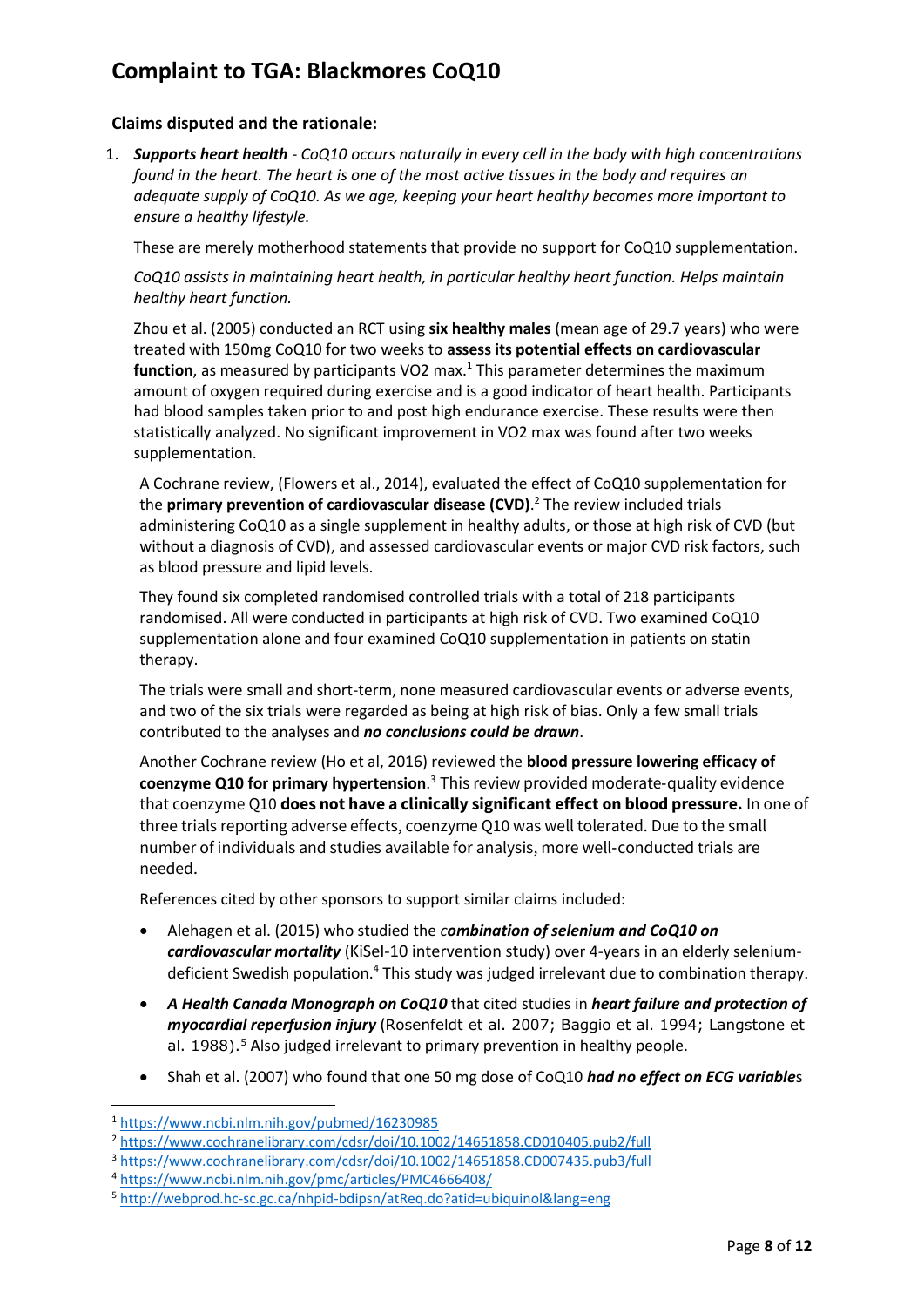# Complaint to TGA: Blackmores CoQ10

### Claims disputed and the rationale:

1. ***Supports heart health*** *- CoQ10 occurs naturally in every cell in the body with high concentrations found in the heart. The heart is one of the most active tissues in the body and requires an adequate supply of CoQ10. As we age, keeping your heart healthy becomes more important to ensure a healthy lifestyle.*

   These are merely motherhood statements that provide no support for CoQ10 supplementation.

   *CoQ10 assists in maintaining heart health, in particular healthy heart function. Helps maintain healthy heart function.*

   Zhou et al. (2005) conducted an RCT using **six healthy males** (mean age of 29.7 years) who were treated with 150mg CoQ10 for two weeks to **assess its potential effects on cardiovascular function**, as measured by participants VO2 max.[1] This parameter determines the maximum amount of oxygen required during exercise and is a good indicator of heart health. Participants had blood samples taken prior to and post high endurance exercise. These results were then statistically analyzed. No significant improvement in VO2 max was found after two weeks supplementation.

   A Cochrane review, (Flowers et al., 2014), evaluated the effect of CoQ10 supplementation for the **primary prevention of cardiovascular disease (CVD)**.[2] The review included trials administering CoQ10 as a single supplement in healthy adults, or those at high risk of CVD (but without a diagnosis of CVD), and assessed cardiovascular events or major CVD risk factors, such as blood pressure and lipid levels.

   They found six completed randomised controlled trials with a total of 218 participants randomised. All were conducted in participants at high risk of CVD. Two examined CoQ10 supplementation alone and four examined CoQ10 supplementation in patients on statin therapy.

   The trials were small and short-term, none measured cardiovascular events or adverse events, and two of the six trials were regarded as being at high risk of bias. Only a few small trials contributed to the analyses and ***no conclusions could be drawn***.

   Another Cochrane review (Ho et al, 2016) reviewed the **blood pressure lowering efficacy of coenzyme Q10 for primary hypertension**.[3] This review provided moderate-quality evidence that coenzyme Q10 **does not have a clinically significant effect on blood pressure.** In one of three trials reporting adverse effects, coenzyme Q10 was well tolerated. Due to the small number of individuals and studies available for analysis, more well-conducted trials are needed.

   References cited by other sponsors to support similar claims included:

   - Alehagen et al. (2015) who studied the *c**ombination of selenium and CoQ10 on cardiovascular mortality*** (KiSel-10 intervention study) over 4-years in an elderly selenium-deficient Swedish population.[4] This study was judged irrelevant due to combination therapy.
   - ***A Health Canada Monograph on CoQ10*** that cited studies in ***heart failure and protection of myocardial reperfusion injury*** (Rosenfeldt et al. 2007; Baggio et al. 1994; Langstone et al. 1988).[5] Also judged irrelevant to primary prevention in healthy people.
   - Shah et al. (2007) who found that one 50 mg dose of CoQ10 ***had no effect on ECG variable***s

---

[1] https://www.ncbi.nlm.nih.gov/pubmed/16230985

[2] https://www.cochranelibrary.com/cdsr/doi/10.1002/14651858.CD010405.pub2/full

[3] https://www.cochranelibrary.com/cdsr/doi/10.1002/14651858.CD007435.pub3/full

[4] https://www.ncbi.nlm.nih.gov/pmc/articles/PMC4666408/

[5] http://webprod.hc-sc.gc.ca/nhpid-bdipsn/atReq.do?atid=ubiquinol&lang=eng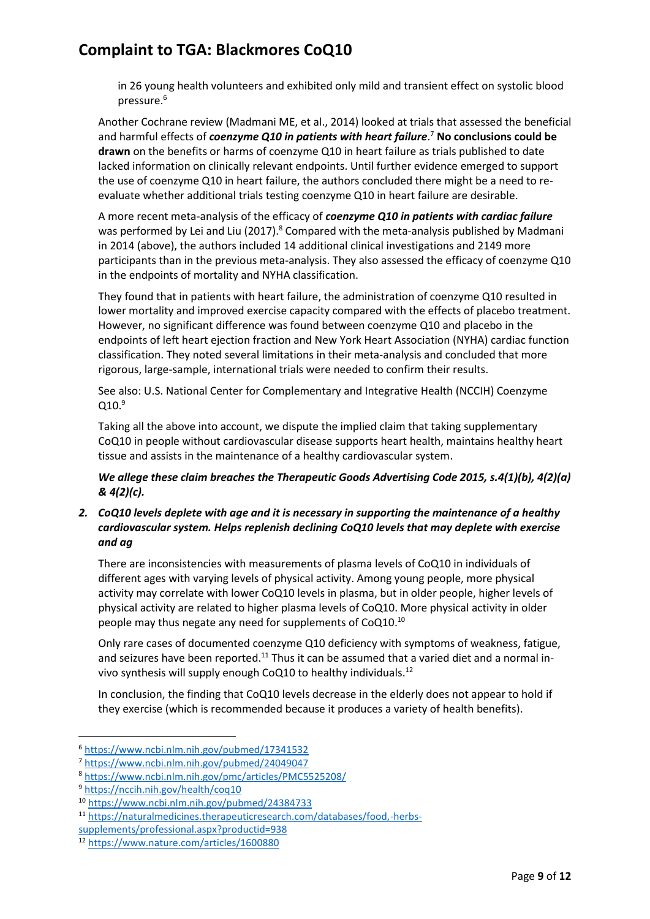in 26 young health volunteers and exhibited only mild and transient effect on systolic blood pressure.[6]

Another Cochrane review (Madmani ME, et al., 2014) looked at trials that assessed the beneficial and harmful effects of ***coenzyme Q10 in patients with heart failure***.[7] **No conclusions could be drawn** on the benefits or harms of coenzyme Q10 in heart failure as trials published to date lacked information on clinically relevant endpoints. Until further evidence emerged to support the use of coenzyme Q10 in heart failure, the authors concluded there might be a need to re-evaluate whether additional trials testing coenzyme Q10 in heart failure are desirable.

A more recent meta-analysis of the efficacy of ***coenzyme Q10 in patients with cardiac failure*** was performed by Lei and Liu (2017).[8] Compared with the meta-analysis published by Madmani in 2014 (above), the authors included 14 additional clinical investigations and 2149 more participants than in the previous meta-analysis. They also assessed the efficacy of coenzyme Q10 in the endpoints of mortality and NYHA classification.

They found that in patients with heart failure, the administration of coenzyme Q10 resulted in lower mortality and improved exercise capacity compared with the effects of placebo treatment. However, no significant difference was found between coenzyme Q10 and placebo in the endpoints of left heart ejection fraction and New York Heart Association (NYHA) cardiac function classification. They noted several limitations in their meta-analysis and concluded that more rigorous, large-sample, international trials were needed to confirm their results.

See also: U.S. National Center for Complementary and Integrative Health (NCCIH) Coenzyme Q10.[9]

Taking all the above into account, we dispute the implied claim that taking supplementary CoQ10 in people without cardiovascular disease supports heart health, maintains healthy heart tissue and assists in the maintenance of a healthy cardiovascular system.

***We allege these claim breaches the Therapeutic Goods Advertising Code 2015, s.4(1)(b), 4(2)(a) & 4(2)(c).***

2. ***CoQ10 levels deplete with age and it is necessary in supporting the maintenance of a healthy cardiovascular system. Helps replenish declining CoQ10 levels that may deplete with exercise and ag***

There are inconsistencies with measurements of plasma levels of CoQ10 in individuals of different ages with varying levels of physical activity. Among young people, more physical activity may correlate with lower CoQ10 levels in plasma, but in older people, higher levels of physical activity are related to higher plasma levels of CoQ10. More physical activity in older people may thus negate any need for supplements of CoQ10.[10]

Only rare cases of documented coenzyme Q10 deficiency with symptoms of weakness, fatigue, and seizures have been reported.[11] Thus it can be assumed that a varied diet and a normal in-vivo synthesis will supply enough CoQ10 to healthy individuals.[12]

In conclusion, the finding that CoQ10 levels decrease in the elderly does not appear to hold if they exercise (which is recommended because it produces a variety of health benefits).

---

[6] https://www.ncbi.nlm.nih.gov/pubmed/17341532
[7] https://www.ncbi.nlm.nih.gov/pubmed/24049047
[8] https://www.ncbi.nlm.nih.gov/pmc/articles/PMC5525208/
[9] https://nccih.nih.gov/health/coq10
[10] https://www.ncbi.nlm.nih.gov/pubmed/24384733
[11] https://naturalmedicines.therapeuticresearch.com/databases/food,-herbs-supplements/professional.aspx?productid=938
[12] https://www.nature.com/articles/1600880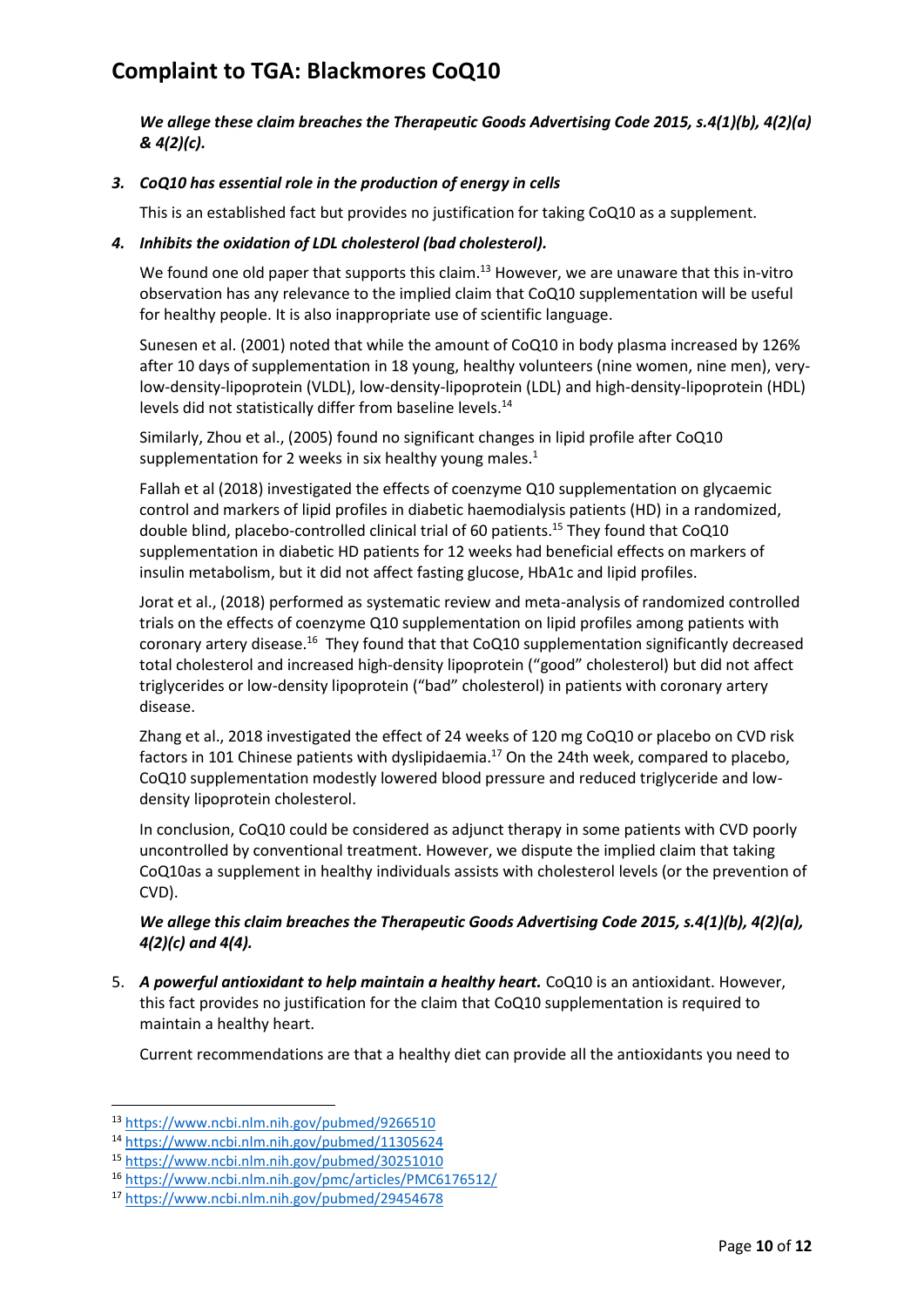*We allege these claim breaches the Therapeutic Goods Advertising Code 2015, s.4(1)(b), 4(2)(a) & 4(2)(c).*

3. ***CoQ10 has essential role in the production of energy in cells***

   This is an established fact but provides no justification for taking CoQ10 as a supplement.

4. ***Inhibits the oxidation of LDL cholesterol (bad cholesterol).***

   We found one old paper that supports this claim.[13] However, we are unaware that this in-vitro observation has any relevance to the implied claim that CoQ10 supplementation will be useful for healthy people. It is also inappropriate use of scientific language.

   Sunesen et al. (2001) noted that while the amount of CoQ10 in body plasma increased by 126% after 10 days of supplementation in 18 young, healthy volunteers (nine women, nine men), very-low-density-lipoprotein (VLDL), low-density-lipoprotein (LDL) and high-density-lipoprotein (HDL) levels did not statistically differ from baseline levels.[14]

   Similarly, Zhou et al., (2005) found no significant changes in lipid profile after CoQ10 supplementation for 2 weeks in six healthy young males.[1]

   Fallah et al (2018) investigated the effects of coenzyme Q10 supplementation on glycaemic control and markers of lipid profiles in diabetic haemodialysis patients (HD) in a randomized, double blind, placebo-controlled clinical trial of 60 patients.[15] They found that CoQ10 supplementation in diabetic HD patients for 12 weeks had beneficial effects on markers of insulin metabolism, but it did not affect fasting glucose, HbA1c and lipid profiles.

   Jorat et al., (2018) performed as systematic review and meta-analysis of randomized controlled trials on the effects of coenzyme Q10 supplementation on lipid profiles among patients with coronary artery disease.[16] They found that that CoQ10 supplementation significantly decreased total cholesterol and increased high-density lipoprotein ("good" cholesterol) but did not affect triglycerides or low-density lipoprotein ("bad" cholesterol) in patients with coronary artery disease.

   Zhang et al., 2018 investigated the effect of 24 weeks of 120 mg CoQ10 or placebo on CVD risk factors in 101 Chinese patients with dyslipidaemia.[17] On the 24th week, compared to placebo, CoQ10 supplementation modestly lowered blood pressure and reduced triglyceride and low-density lipoprotein cholesterol.

   In conclusion, CoQ10 could be considered as adjunct therapy in some patients with CVD poorly uncontrolled by conventional treatment. However, we dispute the implied claim that taking CoQ10as a supplement in healthy individuals assists with cholesterol levels (or the prevention of CVD).

   ***We allege this claim breaches the Therapeutic Goods Advertising Code 2015, s.4(1)(b), 4(2)(a), 4(2)(c) and 4(4).***

5. ***A powerful antioxidant to help maintain a healthy heart.*** CoQ10 is an antioxidant. However, this fact provides no justification for the claim that CoQ10 supplementation is required to maintain a healthy heart.

   Current recommendations are that a healthy diet can provide all the antioxidants you need to

---

[13] https://www.ncbi.nlm.nih.gov/pubmed/9266510

[14] https://www.ncbi.nlm.nih.gov/pubmed/11305624

[15] https://www.ncbi.nlm.nih.gov/pubmed/30251010

[16] https://www.ncbi.nlm.nih.gov/pmc/articles/PMC6176512/

[17] https://www.ncbi.nlm.nih.gov/pubmed/29454678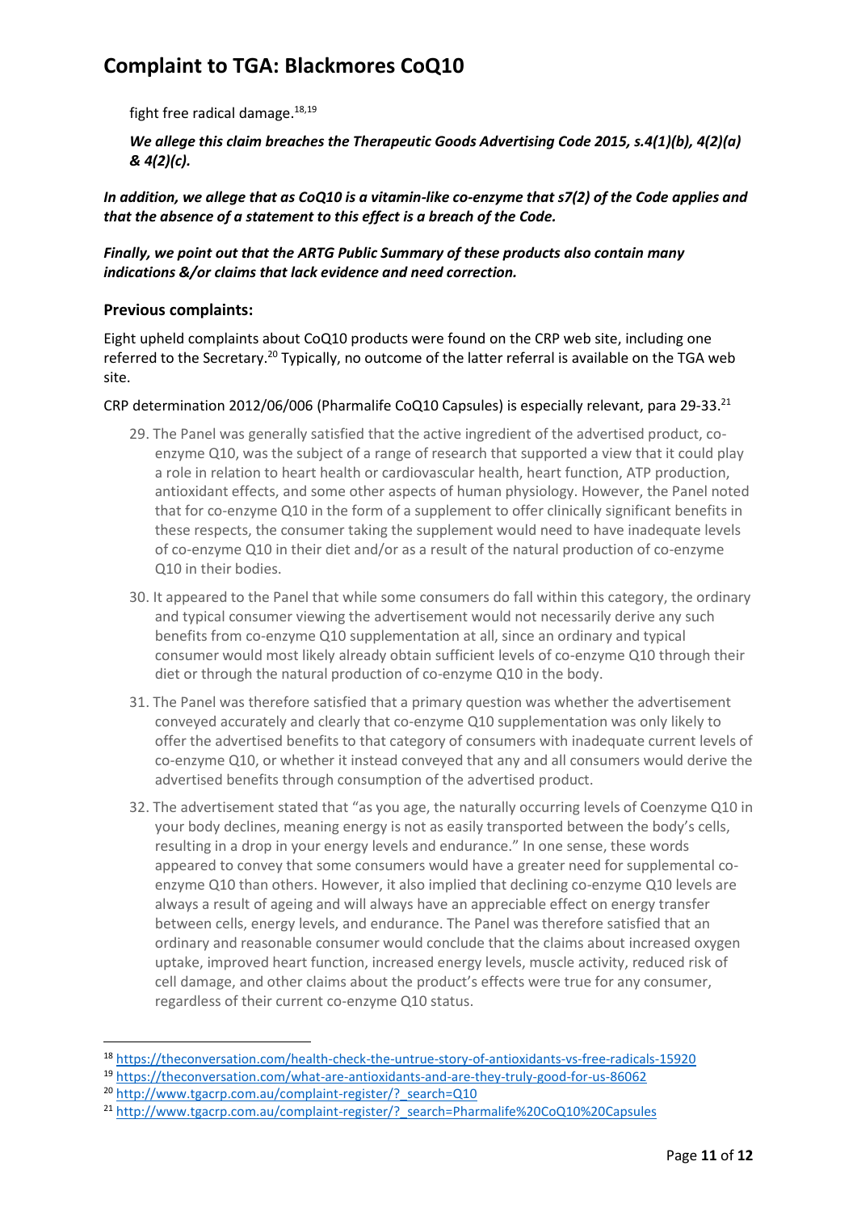fight free radical damage.[18,19]

***We allege this claim breaches the Therapeutic Goods Advertising Code 2015, s.4(1)(b), 4(2)(a) & 4(2)(c).***

***In addition, we allege that as CoQ10 is a vitamin-like co-enzyme that s7(2) of the Code applies and that the absence of a statement to this effect is a breach of the Code.***

***Finally, we point out that the ARTG Public Summary of these products also contain many indications &/or claims that lack evidence and need correction.***

### Previous complaints:

Eight upheld complaints about CoQ10 products were found on the CRP web site, including one referred to the Secretary.[20] Typically, no outcome of the latter referral is available on the TGA web site.

CRP determination 2012/06/006 (Pharmalife CoQ10 Capsules) is especially relevant, para 29-33.[21]

> 29. The Panel was generally satisfied that the active ingredient of the advertised product, co-enzyme Q10, was the subject of a range of research that supported a view that it could play a role in relation to heart health or cardiovascular health, heart function, ATP production, antioxidant effects, and some other aspects of human physiology. However, the Panel noted that for co-enzyme Q10 in the form of a supplement to offer clinically significant benefits in these respects, the consumer taking the supplement would need to have inadequate levels of co-enzyme Q10 in their diet and/or as a result of the natural production of co-enzyme Q10 in their bodies.
>
> 30. It appeared to the Panel that while some consumers do fall within this category, the ordinary and typical consumer viewing the advertisement would not necessarily derive any such benefits from co-enzyme Q10 supplementation at all, since an ordinary and typical consumer would most likely already obtain sufficient levels of co-enzyme Q10 through their diet or through the natural production of co-enzyme Q10 in the body.
>
> 31. The Panel was therefore satisfied that a primary question was whether the advertisement conveyed accurately and clearly that co-enzyme Q10 supplementation was only likely to offer the advertised benefits to that category of consumers with inadequate current levels of co-enzyme Q10, or whether it instead conveyed that any and all consumers would derive the advertised benefits through consumption of the advertised product.
>
> 32. The advertisement stated that "as you age, the naturally occurring levels of Coenzyme Q10 in your body declines, meaning energy is not as easily transported between the body's cells, resulting in a drop in your energy levels and endurance." In one sense, these words appeared to convey that some consumers would have a greater need for supplemental co-enzyme Q10 than others. However, it also implied that declining co-enzyme Q10 levels are always a result of ageing and will always have an appreciable effect on energy transfer between cells, energy levels, and endurance. The Panel was therefore satisfied that an ordinary and reasonable consumer would conclude that the claims about increased oxygen uptake, improved heart function, increased energy levels, muscle activity, reduced risk of cell damage, and other claims about the product's effects were true for any consumer, regardless of their current co-enzyme Q10 status.

---

[18] https://theconversation.com/health-check-the-untrue-story-of-antioxidants-vs-free-radicals-15920

[19] https://theconversation.com/what-are-antioxidants-and-are-they-truly-good-for-us-86062

[20] http://www.tgacrp.com.au/complaint-register/?_search=Q10

[21] http://www.tgacrp.com.au/complaint-register/?_search=Pharmalife%20CoQ10%20Capsules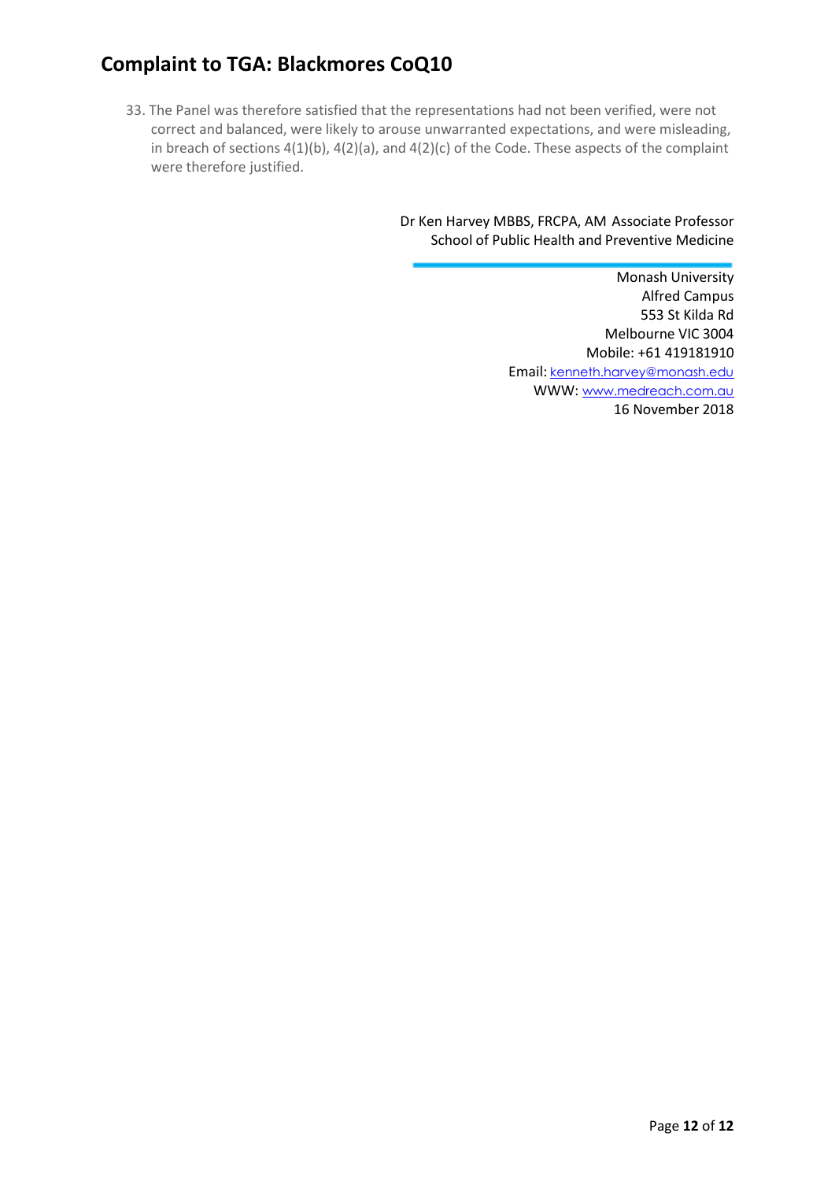33. The Panel was therefore satisfied that the representations had not been verified, were not correct and balanced, were likely to arouse unwarranted expectations, and were misleading, in breach of sections 4(1)(b), 4(2)(a), and 4(2)(c) of the Code. These aspects of the complaint were therefore justified.

Dr Ken Harvey MBBS, FRCPA, AM Associate Professor
School of Public Health and Preventive Medicine

---

Monash University
Alfred Campus
553 St Kilda Rd
Melbourne VIC 3004
Mobile: +61 419181910
Email: kenneth.harvey@monash.edu
WWW: www.medreach.com.au
16 November 2018